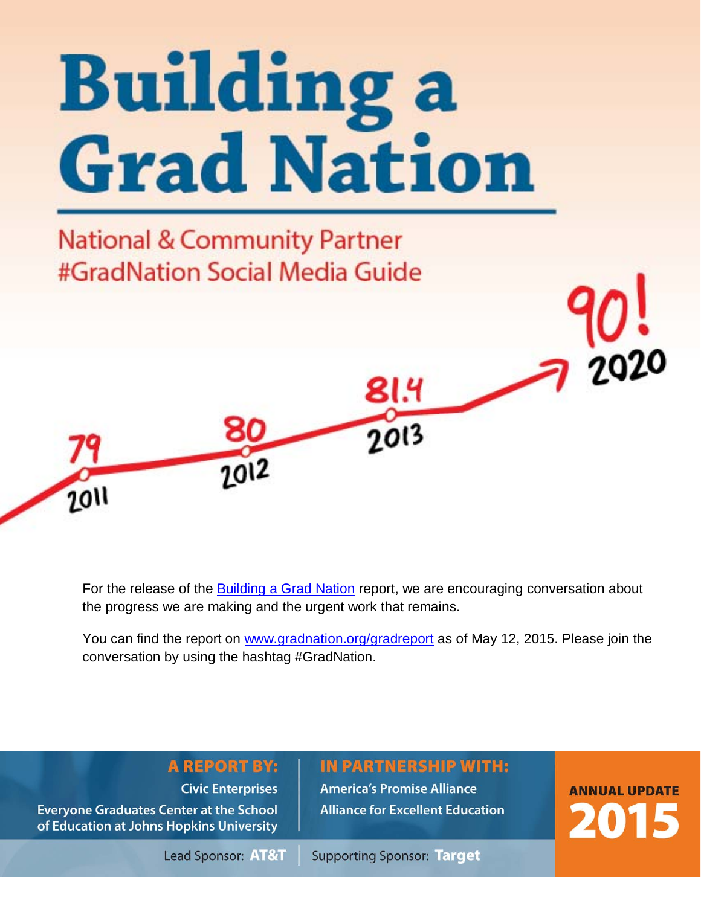# Building a Grad Nation

## National & Community Partner #GradNation Social Media Guide

79 2011

80 2012

81.4 2013

90! 2020

For the release of the [Building a Grad Nation](http://www.gradnation.org/gradreport) report, we are encouraging conversation about the progress we are making and the urgent work that remains.

You can find the report on [www.gradnation.org/gradreport](http://www.gradnation.org/gradreport) as of May 12, 2015. Please join the conversation by using the hashtag #GradNation.

**A REPORT BY:**

Civic Enterprises

Everyone Graduates Center at the School of Education at Johns Hopkins University

**IN PARTNERSHIP WITH:**

America's Promise Alliance

Alliance for Excellent Education

**ANNUAL UPDATE 2015**

Lead Sponsor: **AT&T** | Supporting Sponsor: **Target**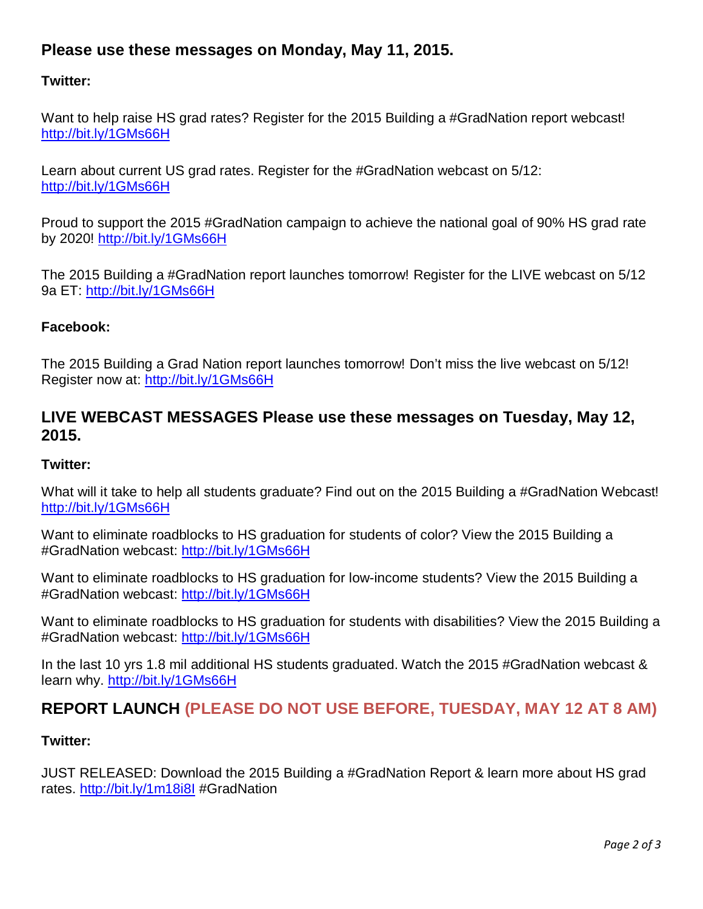## Please use these messages on Monday, May 11, 2015.

**Twitter:**

Want to help raise HS grad rates? Register for the 2015 Building a #GradNation report webcast! http://bit.ly/1GMs66H

Learn about current US grad rates. Register for the #GradNation webcast on 5/12: http://bit.ly/1GMs66H

Proud to support the 2015 #GradNation campaign to achieve the national goal of 90% HS grad rate by 2020! http://bit.ly/1GMs66H

The 2015 Building a #GradNation report launches tomorrow! Register for the LIVE webcast on 5/12 9a ET: http://bit.ly/1GMs66H

**Facebook:**

The 2015 Building a Grad Nation report launches tomorrow! Don't miss the live webcast on 5/12! Register now at: http://bit.ly/1GMs66H

## LIVE WEBCAST MESSAGES Please use these messages on Tuesday, May 12, 2015.

**Twitter:**

What will it take to help all students graduate? Find out on the 2015 Building a #GradNation Webcast! http://bit.ly/1GMs66H

Want to eliminate roadblocks to HS graduation for students of color? View the 2015 Building a #GradNation webcast: http://bit.ly/1GMs66H

Want to eliminate roadblocks to HS graduation for low-income students? View the 2015 Building a #GradNation webcast: http://bit.ly/1GMs66H

Want to eliminate roadblocks to HS graduation for students with disabilities? View the 2015 Building a #GradNation webcast: http://bit.ly/1GMs66H

In the last 10 yrs 1.8 mil additional HS students graduated. Watch the 2015 #GradNation webcast & learn why. http://bit.ly/1GMs66H

## REPORT LAUNCH (PLEASE DO NOT USE BEFORE, TUESDAY, MAY 12 AT 8 AM)

**Twitter:**

JUST RELEASED: Download the 2015 Building a #GradNation Report & learn more about HS grad rates. http://bit.ly/1m18i8I #GradNation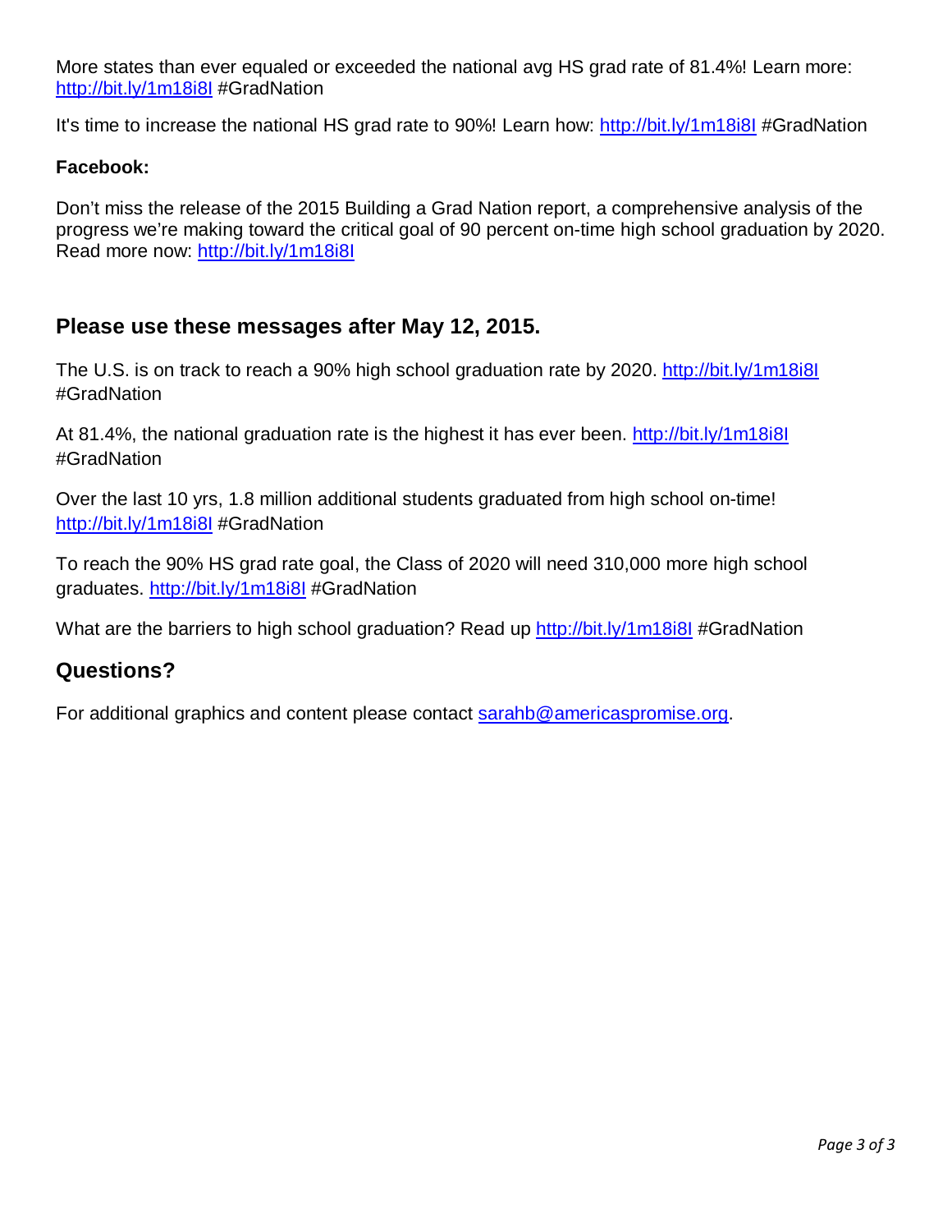More states than ever equaled or exceeded the national avg HS grad rate of 81.4%! Learn more: http://bit.ly/1m18i8I #GradNation

It's time to increase the national HS grad rate to 90%! Learn how: http://bit.ly/1m18i8I #GradNation

**Facebook:**

Don't miss the release of the 2015 Building a Grad Nation report, a comprehensive analysis of the progress we're making toward the critical goal of 90 percent on-time high school graduation by 2020. Read more now: http://bit.ly/1m18i8I

## Please use these messages after May 12, 2015.

The U.S. is on track to reach a 90% high school graduation rate by 2020. http://bit.ly/1m18i8I #GradNation

At 81.4%, the national graduation rate is the highest it has ever been. http://bit.ly/1m18i8I #GradNation

Over the last 10 yrs, 1.8 million additional students graduated from high school on-time! http://bit.ly/1m18i8I #GradNation

To reach the 90% HS grad rate goal, the Class of 2020 will need 310,000 more high school graduates. http://bit.ly/1m18i8I #GradNation

What are the barriers to high school graduation? Read up http://bit.ly/1m18i8I #GradNation

## Questions?

For additional graphics and content please contact sarahb@americaspromise.org.